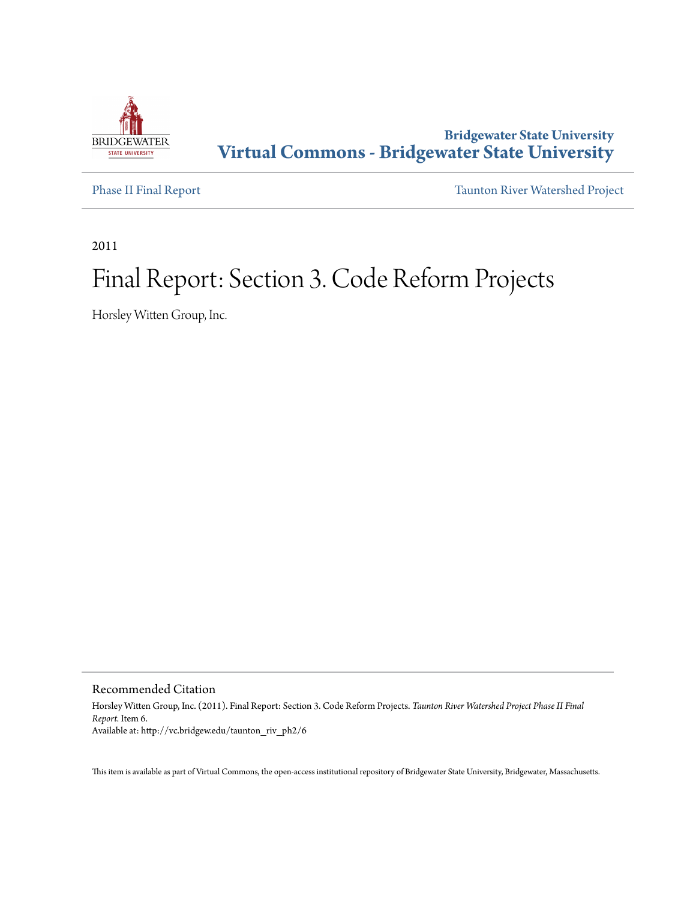Bridgewater State University
**Virtual Commons - Bridgewater State University**

Phase II Final Report | Taunton River Watershed Project

2011

# Final Report: Section 3. Code Reform Projects

Horsley Witten Group, Inc.

## Recommended Citation

Horsley Witten Group, Inc. (2011). Final Report: Section 3. Code Reform Projects. *Taunton River Watershed Project Phase II Final Report.* Item 6.
Available at: http://vc.bridgew.edu/taunton_riv_ph2/6

This item is available as part of Virtual Commons, the open-access institutional repository of Bridgewater State University, Bridgewater, Massachusetts.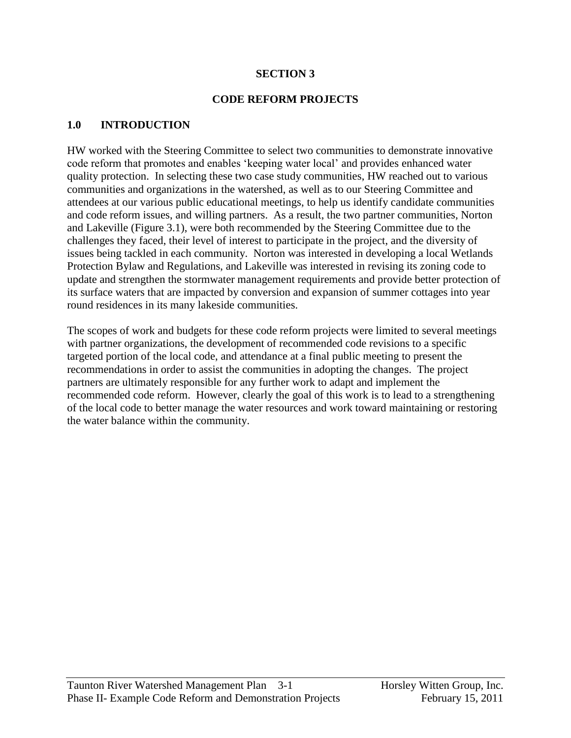# SECTION 3

# CODE REFORM PROJECTS

## 1.0 INTRODUCTION

HW worked with the Steering Committee to select two communities to demonstrate innovative code reform that promotes and enables 'keeping water local' and provides enhanced water quality protection. In selecting these two case study communities, HW reached out to various communities and organizations in the watershed, as well as to our Steering Committee and attendees at our various public educational meetings, to help us identify candidate communities and code reform issues, and willing partners. As a result, the two partner communities, Norton and Lakeville (Figure 3.1), were both recommended by the Steering Committee due to the challenges they faced, their level of interest to participate in the project, and the diversity of issues being tackled in each community. Norton was interested in developing a local Wetlands Protection Bylaw and Regulations, and Lakeville was interested in revising its zoning code to update and strengthen the stormwater management requirements and provide better protection of its surface waters that are impacted by conversion and expansion of summer cottages into year round residences in its many lakeside communities.

The scopes of work and budgets for these code reform projects were limited to several meetings with partner organizations, the development of recommended code revisions to a specific targeted portion of the local code, and attendance at a final public meeting to present the recommendations in order to assist the communities in adopting the changes. The project partners are ultimately responsible for any further work to adapt and implement the recommended code reform. However, clearly the goal of this work is to lead to a strengthening of the local code to better manage the water resources and work toward maintaining or restoring the water balance within the community.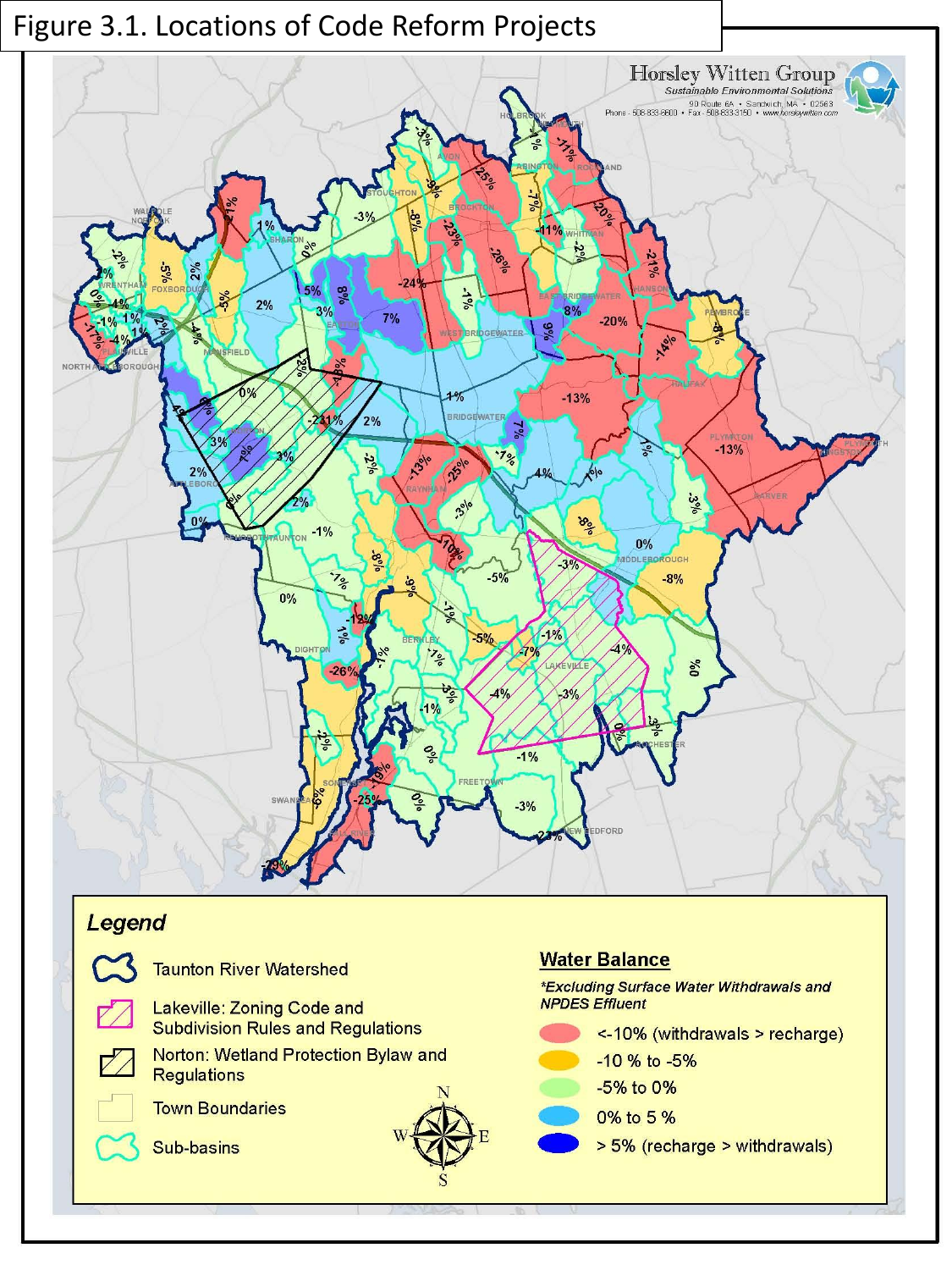Figure 3.1. Locations of Code Reform Projects

**Legend**

- Taunton River Watershed
- Lakeville: Zoning Code and Subdivision Rules and Regulations
- Norton: Wetland Protection Bylaw and Regulations
- Town Boundaries
- Sub-basins

**Water Balance**

*\*Excluding Surface Water Withdrawals and NPDES Effluent*

- <-10% (withdrawals > recharge)
- -10 % to -5%
- -5% to 0%
- 0% to 5 %
- > 5% (recharge > withdrawals)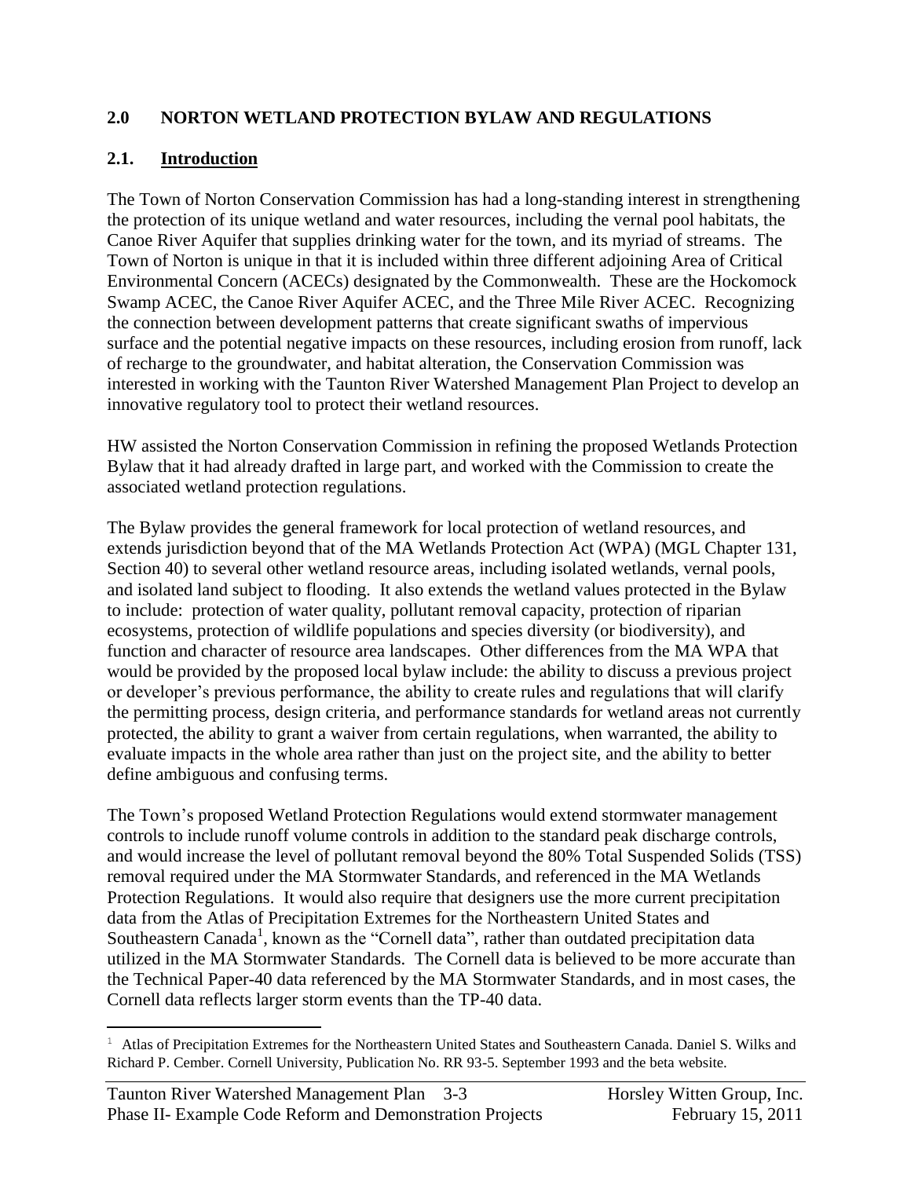## 2.0 NORTON WETLAND PROTECTION BYLAW AND REGULATIONS

### 2.1. Introduction

The Town of Norton Conservation Commission has had a long-standing interest in strengthening the protection of its unique wetland and water resources, including the vernal pool habitats, the Canoe River Aquifer that supplies drinking water for the town, and its myriad of streams. The Town of Norton is unique in that it is included within three different adjoining Area of Critical Environmental Concern (ACECs) designated by the Commonwealth. These are the Hockomock Swamp ACEC, the Canoe River Aquifer ACEC, and the Three Mile River ACEC. Recognizing the connection between development patterns that create significant swaths of impervious surface and the potential negative impacts on these resources, including erosion from runoff, lack of recharge to the groundwater, and habitat alteration, the Conservation Commission was interested in working with the Taunton River Watershed Management Plan Project to develop an innovative regulatory tool to protect their wetland resources.

HW assisted the Norton Conservation Commission in refining the proposed Wetlands Protection Bylaw that it had already drafted in large part, and worked with the Commission to create the associated wetland protection regulations.

The Bylaw provides the general framework for local protection of wetland resources, and extends jurisdiction beyond that of the MA Wetlands Protection Act (WPA) (MGL Chapter 131, Section 40) to several other wetland resource areas, including isolated wetlands, vernal pools, and isolated land subject to flooding. It also extends the wetland values protected in the Bylaw to include: protection of water quality, pollutant removal capacity, protection of riparian ecosystems, protection of wildlife populations and species diversity (or biodiversity), and function and character of resource area landscapes. Other differences from the MA WPA that would be provided by the proposed local bylaw include: the ability to discuss a previous project or developer's previous performance, the ability to create rules and regulations that will clarify the permitting process, design criteria, and performance standards for wetland areas not currently protected, the ability to grant a waiver from certain regulations, when warranted, the ability to evaluate impacts in the whole area rather than just on the project site, and the ability to better define ambiguous and confusing terms.

The Town's proposed Wetland Protection Regulations would extend stormwater management controls to include runoff volume controls in addition to the standard peak discharge controls, and would increase the level of pollutant removal beyond the 80% Total Suspended Solids (TSS) removal required under the MA Stormwater Standards, and referenced in the MA Wetlands Protection Regulations. It would also require that designers use the more current precipitation data from the Atlas of Precipitation Extremes for the Northeastern United States and Southeastern Canada[1], known as the "Cornell data", rather than outdated precipitation data utilized in the MA Stormwater Standards. The Cornell data is believed to be more accurate than the Technical Paper-40 data referenced by the MA Stormwater Standards, and in most cases, the Cornell data reflects larger storm events than the TP-40 data.

---

[1] Atlas of Precipitation Extremes for the Northeastern United States and Southeastern Canada. Daniel S. Wilks and Richard P. Cember. Cornell University, Publication No. RR 93-5. September 1993 and the beta website.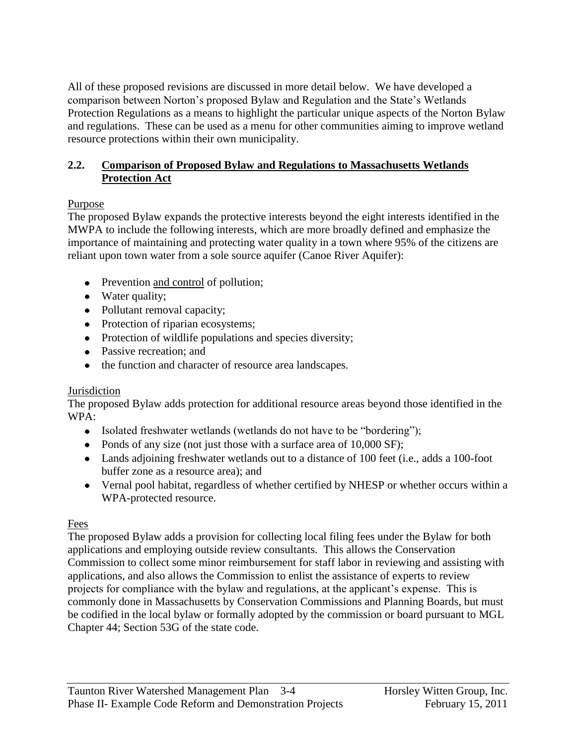All of these proposed revisions are discussed in more detail below. We have developed a comparison between Norton's proposed Bylaw and Regulation and the State's Wetlands Protection Regulations as a means to highlight the particular unique aspects of the Norton Bylaw and regulations. These can be used as a menu for other communities aiming to improve wetland resource protections within their own municipality.

## **2.2. Comparison of Proposed Bylaw and Regulations to Massachusetts Wetlands Protection Act**

Purpose

The proposed Bylaw expands the protective interests beyond the eight interests identified in the MWPA to include the following interests, which are more broadly defined and emphasize the importance of maintaining and protecting water quality in a town where 95% of the citizens are reliant upon town water from a sole source aquifer (Canoe River Aquifer):

- Prevention and control of pollution;
- Water quality;
- Pollutant removal capacity;
- Protection of riparian ecosystems;
- Protection of wildlife populations and species diversity;
- Passive recreation; and
- the function and character of resource area landscapes.

Jurisdiction

The proposed Bylaw adds protection for additional resource areas beyond those identified in the WPA:

- Isolated freshwater wetlands (wetlands do not have to be "bordering");
- Ponds of any size (not just those with a surface area of 10,000 SF);
- Lands adjoining freshwater wetlands out to a distance of 100 feet (i.e., adds a 100-foot buffer zone as a resource area); and
- Vernal pool habitat, regardless of whether certified by NHESP or whether occurs within a WPA-protected resource.

Fees

The proposed Bylaw adds a provision for collecting local filing fees under the Bylaw for both applications and employing outside review consultants. This allows the Conservation Commission to collect some minor reimbursement for staff labor in reviewing and assisting with applications, and also allows the Commission to enlist the assistance of experts to review projects for compliance with the bylaw and regulations, at the applicant's expense. This is commonly done in Massachusetts by Conservation Commissions and Planning Boards, but must be codified in the local bylaw or formally adopted by the commission or board pursuant to MGL Chapter 44; Section 53G of the state code.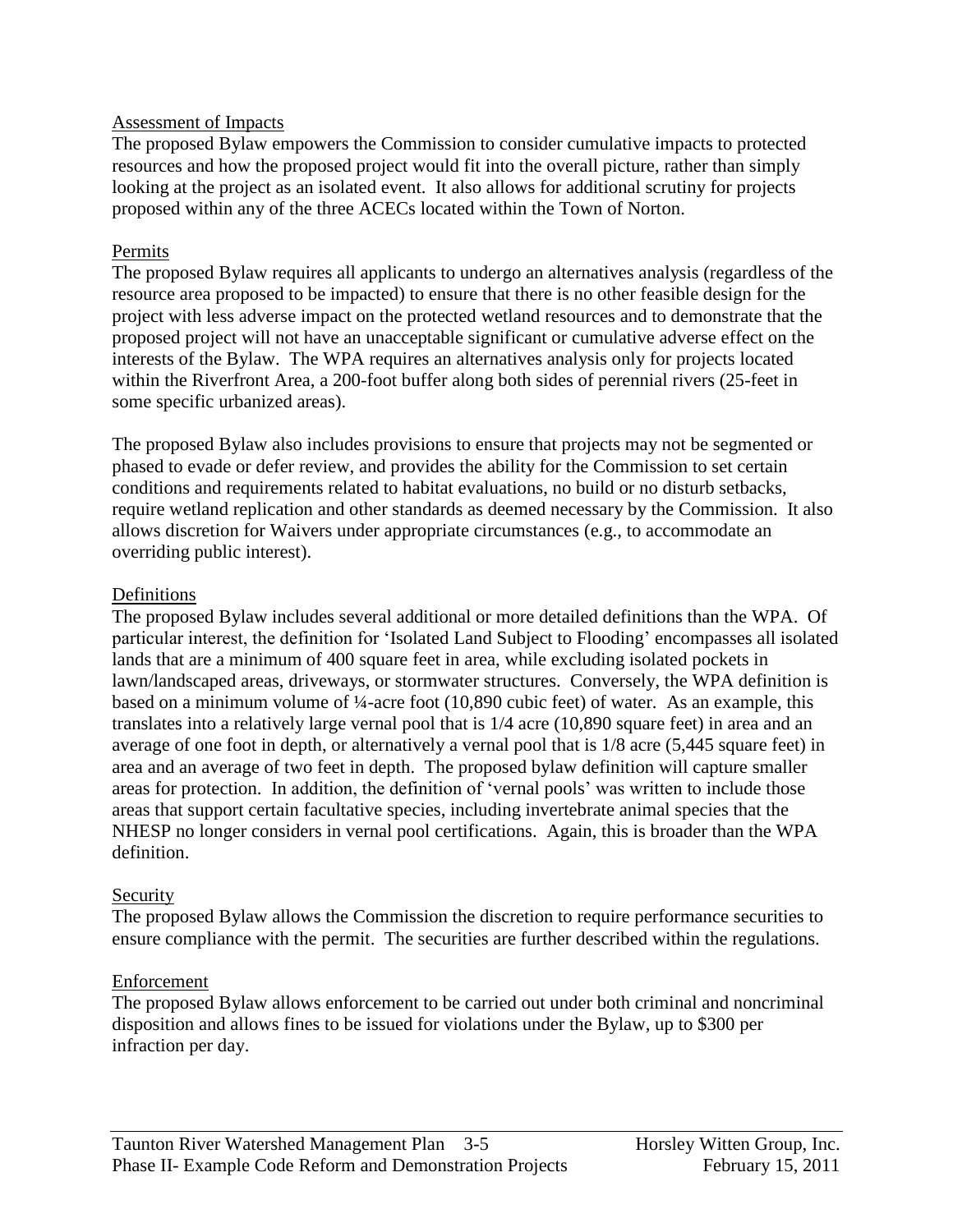### Assessment of Impacts

The proposed Bylaw empowers the Commission to consider cumulative impacts to protected resources and how the proposed project would fit into the overall picture, rather than simply looking at the project as an isolated event. It also allows for additional scrutiny for projects proposed within any of the three ACECs located within the Town of Norton.

### Permits

The proposed Bylaw requires all applicants to undergo an alternatives analysis (regardless of the resource area proposed to be impacted) to ensure that there is no other feasible design for the project with less adverse impact on the protected wetland resources and to demonstrate that the proposed project will not have an unacceptable significant or cumulative adverse effect on the interests of the Bylaw. The WPA requires an alternatives analysis only for projects located within the Riverfront Area, a 200-foot buffer along both sides of perennial rivers (25-feet in some specific urbanized areas).

The proposed Bylaw also includes provisions to ensure that projects may not be segmented or phased to evade or defer review, and provides the ability for the Commission to set certain conditions and requirements related to habitat evaluations, no build or no disturb setbacks, require wetland replication and other standards as deemed necessary by the Commission. It also allows discretion for Waivers under appropriate circumstances (e.g., to accommodate an overriding public interest).

### Definitions

The proposed Bylaw includes several additional or more detailed definitions than the WPA. Of particular interest, the definition for 'Isolated Land Subject to Flooding' encompasses all isolated lands that are a minimum of 400 square feet in area, while excluding isolated pockets in lawn/landscaped areas, driveways, or stormwater structures. Conversely, the WPA definition is based on a minimum volume of ¼-acre foot (10,890 cubic feet) of water. As an example, this translates into a relatively large vernal pool that is 1/4 acre (10,890 square feet) in area and an average of one foot in depth, or alternatively a vernal pool that is 1/8 acre (5,445 square feet) in area and an average of two feet in depth. The proposed bylaw definition will capture smaller areas for protection. In addition, the definition of 'vernal pools' was written to include those areas that support certain facultative species, including invertebrate animal species that the NHESP no longer considers in vernal pool certifications. Again, this is broader than the WPA definition.

### Security

The proposed Bylaw allows the Commission the discretion to require performance securities to ensure compliance with the permit. The securities are further described within the regulations.

### Enforcement

The proposed Bylaw allows enforcement to be carried out under both criminal and noncriminal disposition and allows fines to be issued for violations under the Bylaw, up to $300 per infraction per day.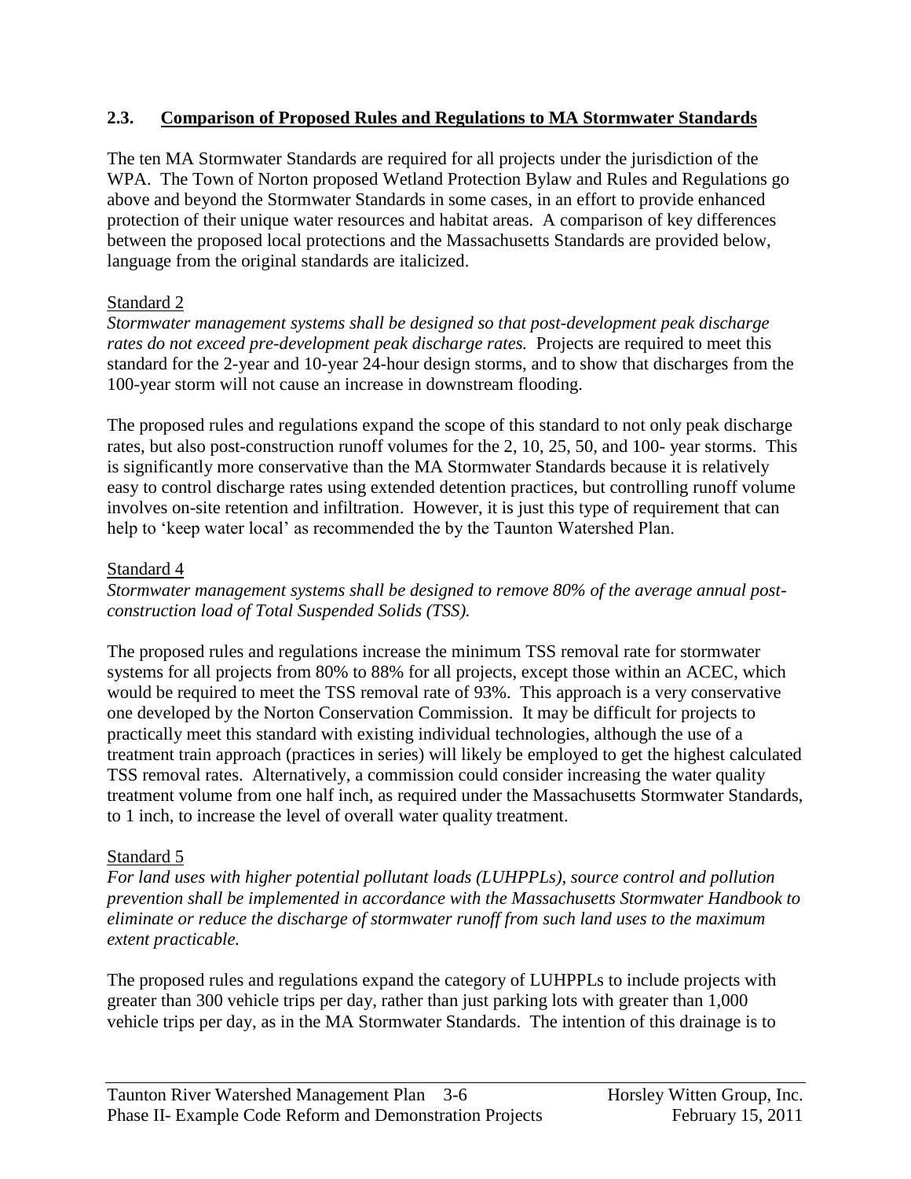## 2.3. Comparison of Proposed Rules and Regulations to MA Stormwater Standards

The ten MA Stormwater Standards are required for all projects under the jurisdiction of the WPA. The Town of Norton proposed Wetland Protection Bylaw and Rules and Regulations go above and beyond the Stormwater Standards in some cases, in an effort to provide enhanced protection of their unique water resources and habitat areas. A comparison of key differences between the proposed local protections and the Massachusetts Standards are provided below, language from the original standards are italicized.

Standard 2

*Stormwater management systems shall be designed so that post-development peak discharge rates do not exceed pre-development peak discharge rates.* Projects are required to meet this standard for the 2-year and 10-year 24-hour design storms, and to show that discharges from the 100-year storm will not cause an increase in downstream flooding.

The proposed rules and regulations expand the scope of this standard to not only peak discharge rates, but also post-construction runoff volumes for the 2, 10, 25, 50, and 100- year storms. This is significantly more conservative than the MA Stormwater Standards because it is relatively easy to control discharge rates using extended detention practices, but controlling runoff volume involves on-site retention and infiltration. However, it is just this type of requirement that can help to 'keep water local' as recommended the by the Taunton Watershed Plan.

Standard 4

*Stormwater management systems shall be designed to remove 80% of the average annual post-construction load of Total Suspended Solids (TSS).*

The proposed rules and regulations increase the minimum TSS removal rate for stormwater systems for all projects from 80% to 88% for all projects, except those within an ACEC, which would be required to meet the TSS removal rate of 93%. This approach is a very conservative one developed by the Norton Conservation Commission. It may be difficult for projects to practically meet this standard with existing individual technologies, although the use of a treatment train approach (practices in series) will likely be employed to get the highest calculated TSS removal rates. Alternatively, a commission could consider increasing the water quality treatment volume from one half inch, as required under the Massachusetts Stormwater Standards, to 1 inch, to increase the level of overall water quality treatment.

Standard 5

*For land uses with higher potential pollutant loads (LUHPPLs), source control and pollution prevention shall be implemented in accordance with the Massachusetts Stormwater Handbook to eliminate or reduce the discharge of stormwater runoff from such land uses to the maximum extent practicable.*

The proposed rules and regulations expand the category of LUHPPLs to include projects with greater than 300 vehicle trips per day, rather than just parking lots with greater than 1,000 vehicle trips per day, as in the MA Stormwater Standards. The intention of this drainage is to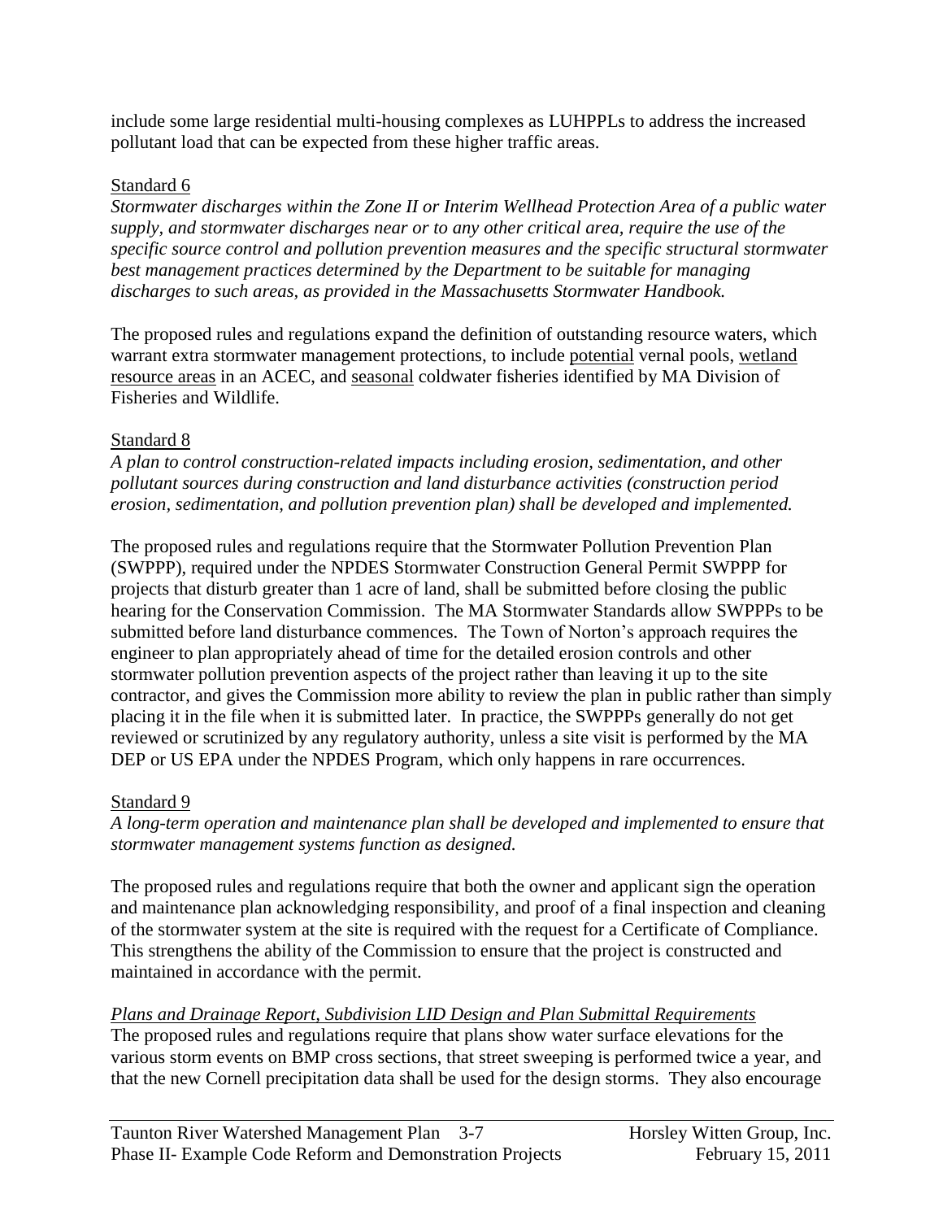include some large residential multi-housing complexes as LUHPPLs to address the increased pollutant load that can be expected from these higher traffic areas.

Standard 6

*Stormwater discharges within the Zone II or Interim Wellhead Protection Area of a public water supply, and stormwater discharges near or to any other critical area, require the use of the specific source control and pollution prevention measures and the specific structural stormwater best management practices determined by the Department to be suitable for managing discharges to such areas, as provided in the Massachusetts Stormwater Handbook.*

The proposed rules and regulations expand the definition of outstanding resource waters, which warrant extra stormwater management protections, to include potential vernal pools, wetland resource areas in an ACEC, and seasonal coldwater fisheries identified by MA Division of Fisheries and Wildlife.

Standard 8

*A plan to control construction-related impacts including erosion, sedimentation, and other pollutant sources during construction and land disturbance activities (construction period erosion, sedimentation, and pollution prevention plan) shall be developed and implemented.*

The proposed rules and regulations require that the Stormwater Pollution Prevention Plan (SWPPP), required under the NPDES Stormwater Construction General Permit SWPPP for projects that disturb greater than 1 acre of land, shall be submitted before closing the public hearing for the Conservation Commission. The MA Stormwater Standards allow SWPPPs to be submitted before land disturbance commences. The Town of Norton's approach requires the engineer to plan appropriately ahead of time for the detailed erosion controls and other stormwater pollution prevention aspects of the project rather than leaving it up to the site contractor, and gives the Commission more ability to review the plan in public rather than simply placing it in the file when it is submitted later. In practice, the SWPPPs generally do not get reviewed or scrutinized by any regulatory authority, unless a site visit is performed by the MA DEP or US EPA under the NPDES Program, which only happens in rare occurrences.

Standard 9

*A long-term operation and maintenance plan shall be developed and implemented to ensure that stormwater management systems function as designed.*

The proposed rules and regulations require that both the owner and applicant sign the operation and maintenance plan acknowledging responsibility, and proof of a final inspection and cleaning of the stormwater system at the site is required with the request for a Certificate of Compliance. This strengthens the ability of the Commission to ensure that the project is constructed and maintained in accordance with the permit.

*Plans and Drainage Report, Subdivision LID Design and Plan Submittal Requirements*

The proposed rules and regulations require that plans show water surface elevations for the various storm events on BMP cross sections, that street sweeping is performed twice a year, and that the new Cornell precipitation data shall be used for the design storms. They also encourage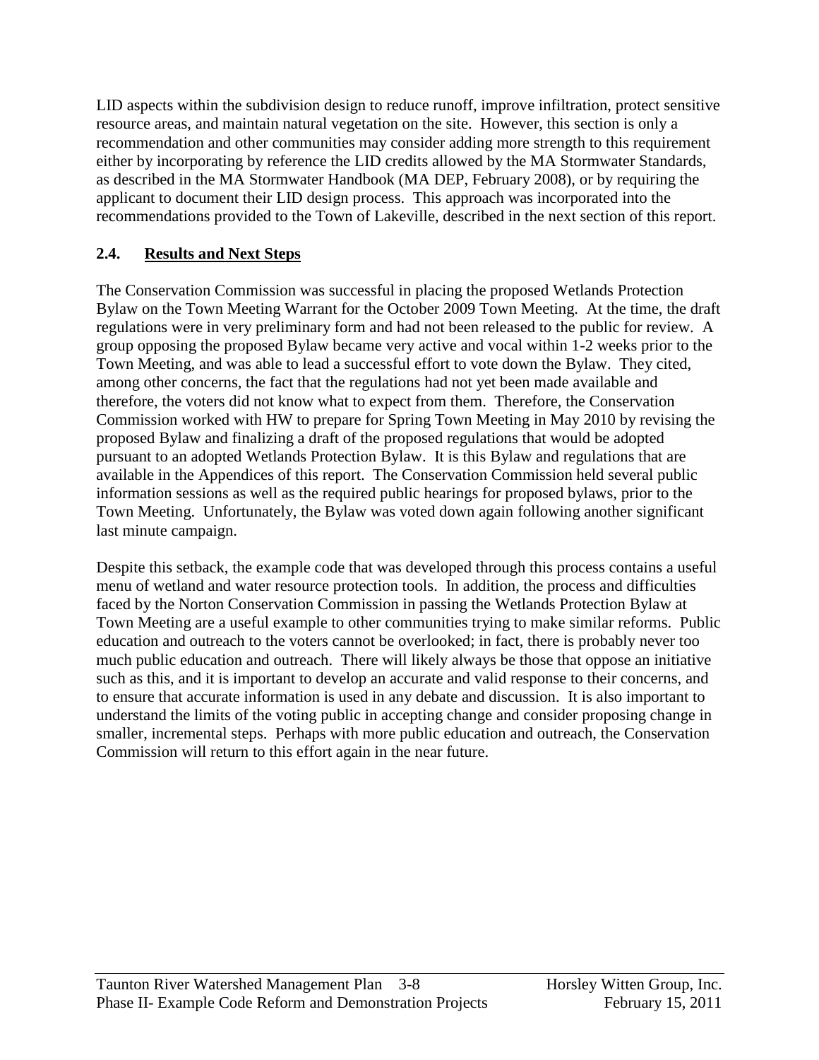LID aspects within the subdivision design to reduce runoff, improve infiltration, protect sensitive resource areas, and maintain natural vegetation on the site. However, this section is only a recommendation and other communities may consider adding more strength to this requirement either by incorporating by reference the LID credits allowed by the MA Stormwater Standards, as described in the MA Stormwater Handbook (MA DEP, February 2008), or by requiring the applicant to document their LID design process. This approach was incorporated into the recommendations provided to the Town of Lakeville, described in the next section of this report.

## 2.4. Results and Next Steps

The Conservation Commission was successful in placing the proposed Wetlands Protection Bylaw on the Town Meeting Warrant for the October 2009 Town Meeting. At the time, the draft regulations were in very preliminary form and had not been released to the public for review. A group opposing the proposed Bylaw became very active and vocal within 1-2 weeks prior to the Town Meeting, and was able to lead a successful effort to vote down the Bylaw. They cited, among other concerns, the fact that the regulations had not yet been made available and therefore, the voters did not know what to expect from them. Therefore, the Conservation Commission worked with HW to prepare for Spring Town Meeting in May 2010 by revising the proposed Bylaw and finalizing a draft of the proposed regulations that would be adopted pursuant to an adopted Wetlands Protection Bylaw. It is this Bylaw and regulations that are available in the Appendices of this report. The Conservation Commission held several public information sessions as well as the required public hearings for proposed bylaws, prior to the Town Meeting. Unfortunately, the Bylaw was voted down again following another significant last minute campaign.

Despite this setback, the example code that was developed through this process contains a useful menu of wetland and water resource protection tools. In addition, the process and difficulties faced by the Norton Conservation Commission in passing the Wetlands Protection Bylaw at Town Meeting are a useful example to other communities trying to make similar reforms. Public education and outreach to the voters cannot be overlooked; in fact, there is probably never too much public education and outreach. There will likely always be those that oppose an initiative such as this, and it is important to develop an accurate and valid response to their concerns, and to ensure that accurate information is used in any debate and discussion. It is also important to understand the limits of the voting public in accepting change and consider proposing change in smaller, incremental steps. Perhaps with more public education and outreach, the Conservation Commission will return to this effort again in the near future.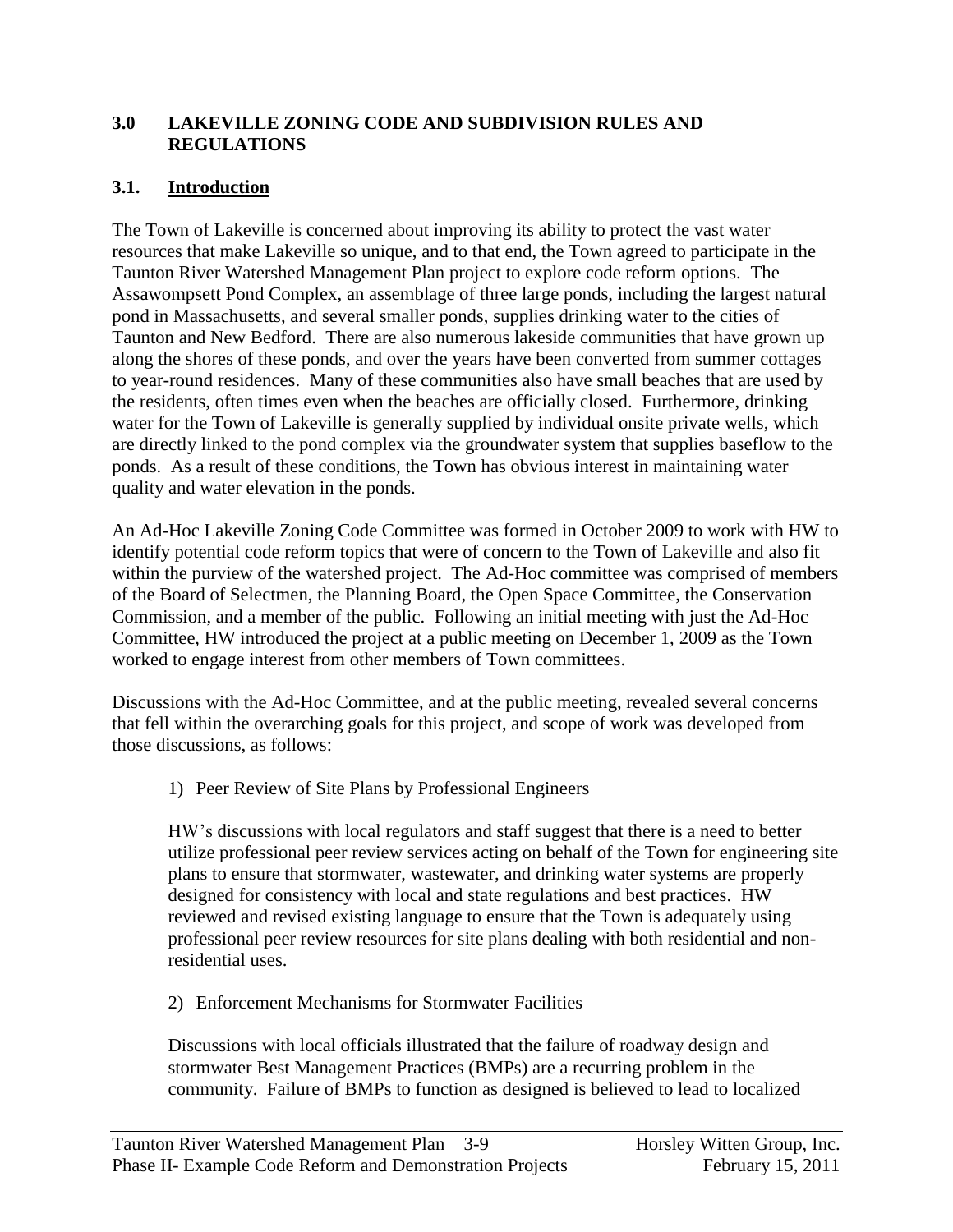## 3.0 LAKEVILLE ZONING CODE AND SUBDIVISION RULES AND REGULATIONS

### 3.1. Introduction

The Town of Lakeville is concerned about improving its ability to protect the vast water resources that make Lakeville so unique, and to that end, the Town agreed to participate in the Taunton River Watershed Management Plan project to explore code reform options. The Assawompsett Pond Complex, an assemblage of three large ponds, including the largest natural pond in Massachusetts, and several smaller ponds, supplies drinking water to the cities of Taunton and New Bedford. There are also numerous lakeside communities that have grown up along the shores of these ponds, and over the years have been converted from summer cottages to year-round residences. Many of these communities also have small beaches that are used by the residents, often times even when the beaches are officially closed. Furthermore, drinking water for the Town of Lakeville is generally supplied by individual onsite private wells, which are directly linked to the pond complex via the groundwater system that supplies baseflow to the ponds. As a result of these conditions, the Town has obvious interest in maintaining water quality and water elevation in the ponds.

An Ad-Hoc Lakeville Zoning Code Committee was formed in October 2009 to work with HW to identify potential code reform topics that were of concern to the Town of Lakeville and also fit within the purview of the watershed project. The Ad-Hoc committee was comprised of members of the Board of Selectmen, the Planning Board, the Open Space Committee, the Conservation Commission, and a member of the public. Following an initial meeting with just the Ad-Hoc Committee, HW introduced the project at a public meeting on December 1, 2009 as the Town worked to engage interest from other members of Town committees.

Discussions with the Ad-Hoc Committee, and at the public meeting, revealed several concerns that fell within the overarching goals for this project, and scope of work was developed from those discussions, as follows:

1) Peer Review of Site Plans by Professional Engineers

   HW's discussions with local regulators and staff suggest that there is a need to better utilize professional peer review services acting on behalf of the Town for engineering site plans to ensure that stormwater, wastewater, and drinking water systems are properly designed for consistency with local and state regulations and best practices. HW reviewed and revised existing language to ensure that the Town is adequately using professional peer review resources for site plans dealing with both residential and non-residential uses.

2) Enforcement Mechanisms for Stormwater Facilities

   Discussions with local officials illustrated that the failure of roadway design and stormwater Best Management Practices (BMPs) are a recurring problem in the community. Failure of BMPs to function as designed is believed to lead to localized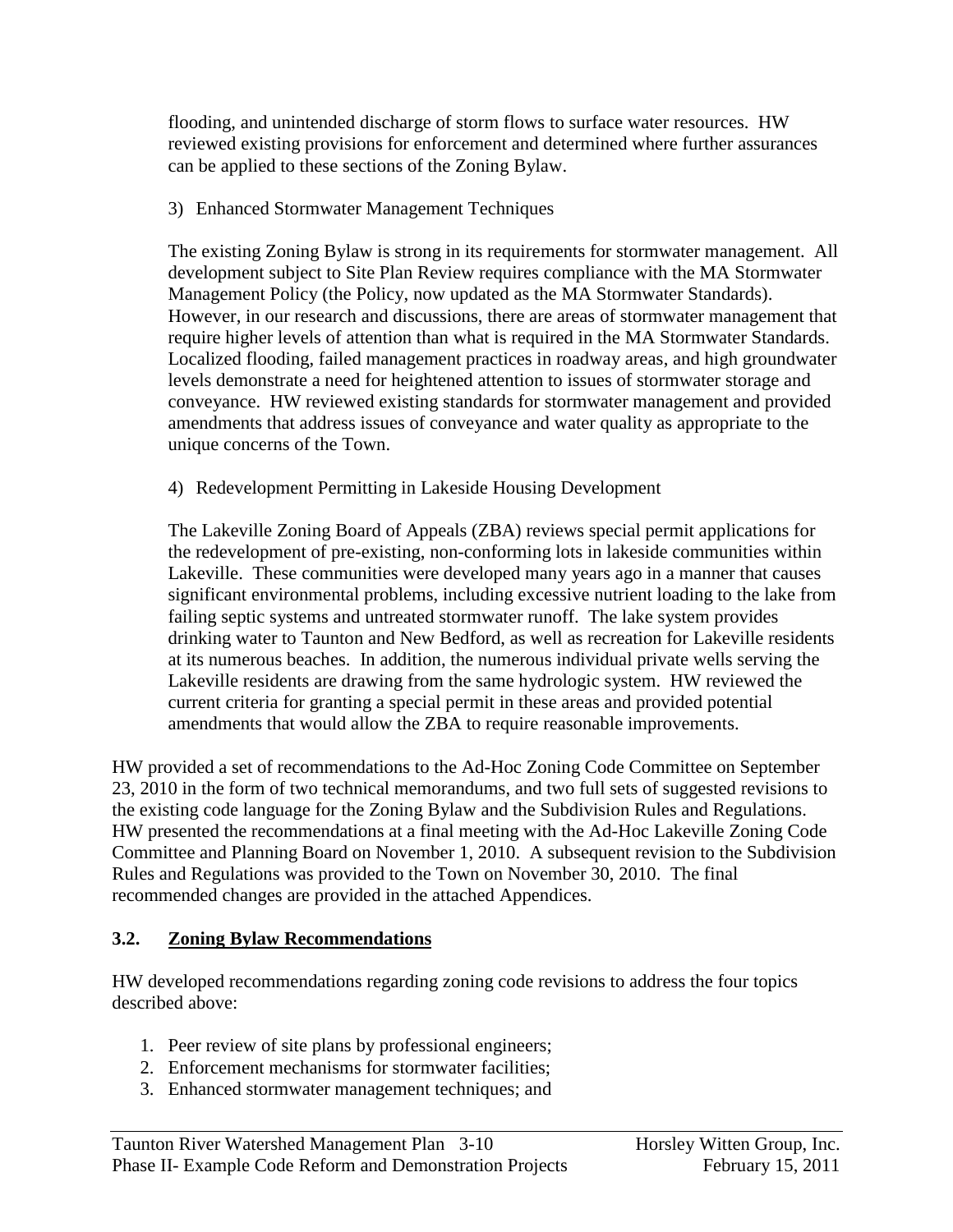flooding, and unintended discharge of storm flows to surface water resources. HW reviewed existing provisions for enforcement and determined where further assurances can be applied to these sections of the Zoning Bylaw.

3) Enhanced Stormwater Management Techniques

The existing Zoning Bylaw is strong in its requirements for stormwater management. All development subject to Site Plan Review requires compliance with the MA Stormwater Management Policy (the Policy, now updated as the MA Stormwater Standards). However, in our research and discussions, there are areas of stormwater management that require higher levels of attention than what is required in the MA Stormwater Standards. Localized flooding, failed management practices in roadway areas, and high groundwater levels demonstrate a need for heightened attention to issues of stormwater storage and conveyance. HW reviewed existing standards for stormwater management and provided amendments that address issues of conveyance and water quality as appropriate to the unique concerns of the Town.

4) Redevelopment Permitting in Lakeside Housing Development

The Lakeville Zoning Board of Appeals (ZBA) reviews special permit applications for the redevelopment of pre-existing, non-conforming lots in lakeside communities within Lakeville. These communities were developed many years ago in a manner that causes significant environmental problems, including excessive nutrient loading to the lake from failing septic systems and untreated stormwater runoff. The lake system provides drinking water to Taunton and New Bedford, as well as recreation for Lakeville residents at its numerous beaches. In addition, the numerous individual private wells serving the Lakeville residents are drawing from the same hydrologic system. HW reviewed the current criteria for granting a special permit in these areas and provided potential amendments that would allow the ZBA to require reasonable improvements.

HW provided a set of recommendations to the Ad-Hoc Zoning Code Committee on September 23, 2010 in the form of two technical memorandums, and two full sets of suggested revisions to the existing code language for the Zoning Bylaw and the Subdivision Rules and Regulations. HW presented the recommendations at a final meeting with the Ad-Hoc Lakeville Zoning Code Committee and Planning Board on November 1, 2010. A subsequent revision to the Subdivision Rules and Regulations was provided to the Town on November 30, 2010. The final recommended changes are provided in the attached Appendices.

### 3.2. Zoning Bylaw Recommendations

HW developed recommendations regarding zoning code revisions to address the four topics described above:

1. Peer review of site plans by professional engineers;
2. Enforcement mechanisms for stormwater facilities;
3. Enhanced stormwater management techniques; and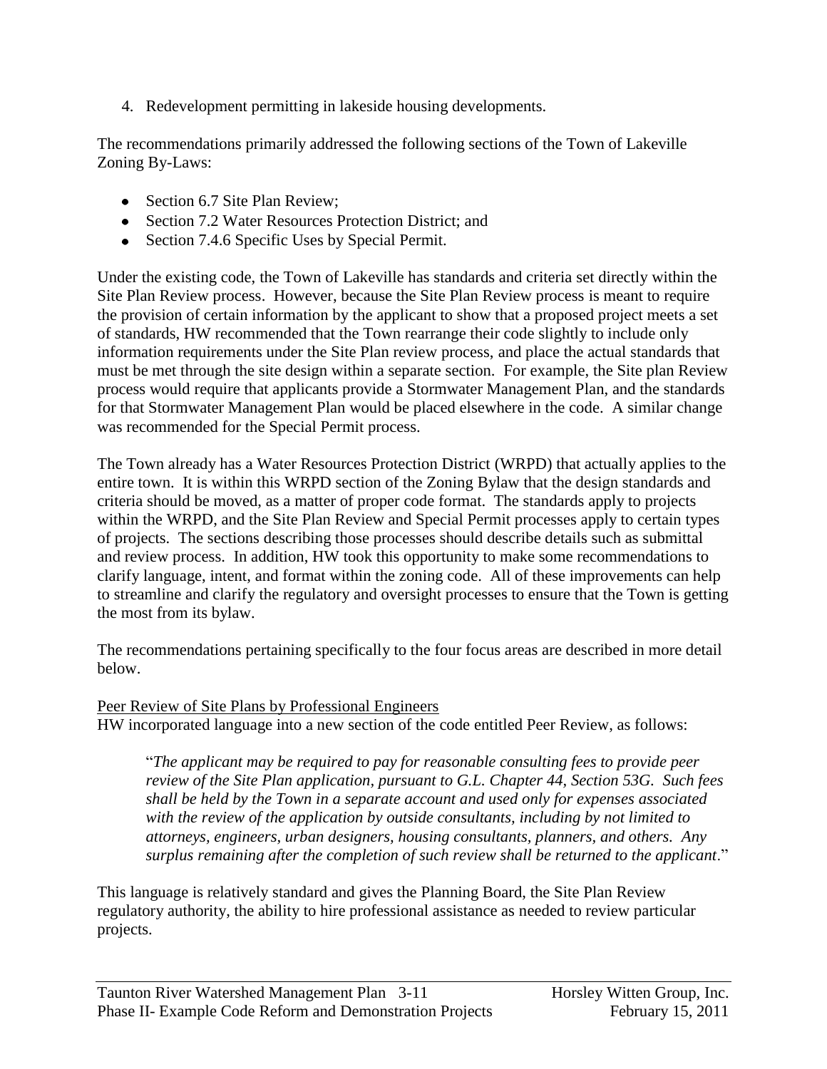4. Redevelopment permitting in lakeside housing developments.

The recommendations primarily addressed the following sections of the Town of Lakeville Zoning By-Laws:

- Section 6.7 Site Plan Review;
- Section 7.2 Water Resources Protection District; and
- Section 7.4.6 Specific Uses by Special Permit.

Under the existing code, the Town of Lakeville has standards and criteria set directly within the Site Plan Review process. However, because the Site Plan Review process is meant to require the provision of certain information by the applicant to show that a proposed project meets a set of standards, HW recommended that the Town rearrange their code slightly to include only information requirements under the Site Plan review process, and place the actual standards that must be met through the site design within a separate section. For example, the Site plan Review process would require that applicants provide a Stormwater Management Plan, and the standards for that Stormwater Management Plan would be placed elsewhere in the code. A similar change was recommended for the Special Permit process.

The Town already has a Water Resources Protection District (WRPD) that actually applies to the entire town. It is within this WRPD section of the Zoning Bylaw that the design standards and criteria should be moved, as a matter of proper code format. The standards apply to projects within the WRPD, and the Site Plan Review and Special Permit processes apply to certain types of projects. The sections describing those processes should describe details such as submittal and review process. In addition, HW took this opportunity to make some recommendations to clarify language, intent, and format within the zoning code. All of these improvements can help to streamline and clarify the regulatory and oversight processes to ensure that the Town is getting the most from its bylaw.

The recommendations pertaining specifically to the four focus areas are described in more detail below.

<u>Peer Review of Site Plans by Professional Engineers</u>

HW incorporated language into a new section of the code entitled Peer Review, as follows:

> "*The applicant may be required to pay for reasonable consulting fees to provide peer review of the Site Plan application, pursuant to G.L. Chapter 44, Section 53G. Such fees shall be held by the Town in a separate account and used only for expenses associated with the review of the application by outside consultants, including by not limited to attorneys, engineers, urban designers, housing consultants, planners, and others. Any surplus remaining after the completion of such review shall be returned to the applicant*."

This language is relatively standard and gives the Planning Board, the Site Plan Review regulatory authority, the ability to hire professional assistance as needed to review particular projects.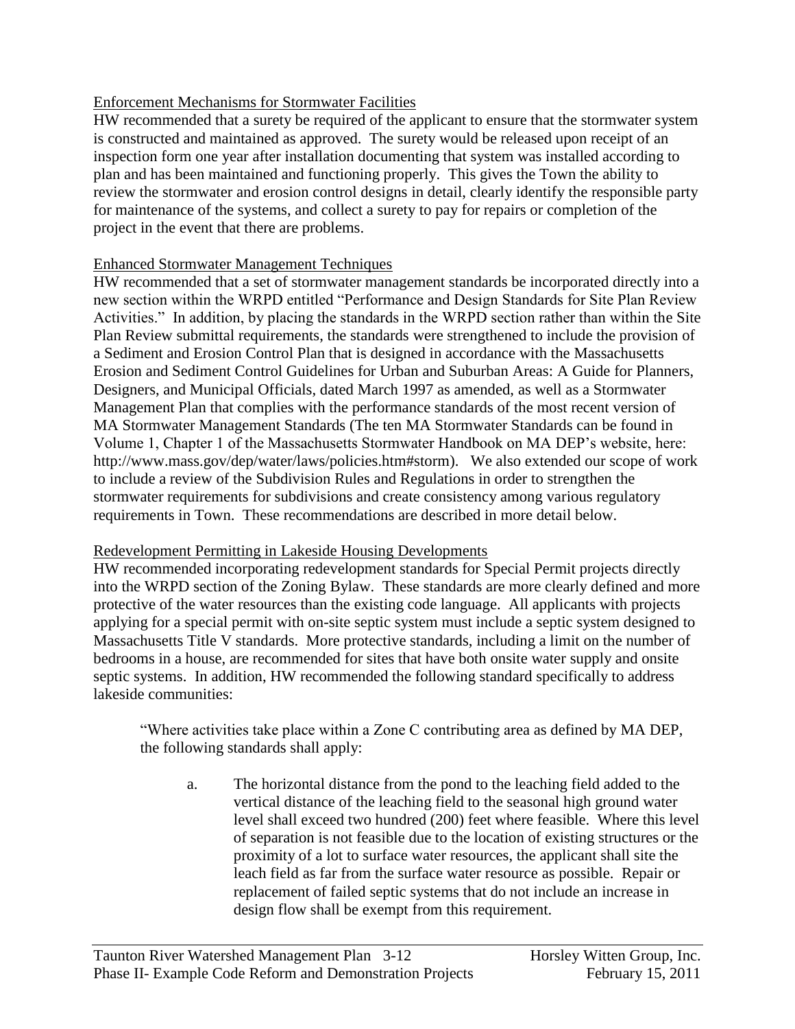Enforcement Mechanisms for Stormwater Facilities

HW recommended that a surety be required of the applicant to ensure that the stormwater system is constructed and maintained as approved. The surety would be released upon receipt of an inspection form one year after installation documenting that system was installed according to plan and has been maintained and functioning properly. This gives the Town the ability to review the stormwater and erosion control designs in detail, clearly identify the responsible party for maintenance of the systems, and collect a surety to pay for repairs or completion of the project in the event that there are problems.

Enhanced Stormwater Management Techniques

HW recommended that a set of stormwater management standards be incorporated directly into a new section within the WRPD entitled "Performance and Design Standards for Site Plan Review Activities." In addition, by placing the standards in the WRPD section rather than within the Site Plan Review submittal requirements, the standards were strengthened to include the provision of a Sediment and Erosion Control Plan that is designed in accordance with the Massachusetts Erosion and Sediment Control Guidelines for Urban and Suburban Areas: A Guide for Planners, Designers, and Municipal Officials, dated March 1997 as amended, as well as a Stormwater Management Plan that complies with the performance standards of the most recent version of MA Stormwater Management Standards (The ten MA Stormwater Standards can be found in Volume 1, Chapter 1 of the Massachusetts Stormwater Handbook on MA DEP's website, here: http://www.mass.gov/dep/water/laws/policies.htm#storm). We also extended our scope of work to include a review of the Subdivision Rules and Regulations in order to strengthen the stormwater requirements for subdivisions and create consistency among various regulatory requirements in Town. These recommendations are described in more detail below.

Redevelopment Permitting in Lakeside Housing Developments

HW recommended incorporating redevelopment standards for Special Permit projects directly into the WRPD section of the Zoning Bylaw. These standards are more clearly defined and more protective of the water resources than the existing code language. All applicants with projects applying for a special permit with on-site septic system must include a septic system designed to Massachusetts Title V standards. More protective standards, including a limit on the number of bedrooms in a house, are recommended for sites that have both onsite water supply and onsite septic systems. In addition, HW recommended the following standard specifically to address lakeside communities:

> "Where activities take place within a Zone C contributing area as defined by MA DEP, the following standards shall apply:
>
> a. The horizontal distance from the pond to the leaching field added to the vertical distance of the leaching field to the seasonal high ground water level shall exceed two hundred (200) feet where feasible. Where this level of separation is not feasible due to the location of existing structures or the proximity of a lot to surface water resources, the applicant shall site the leach field as far from the surface water resource as possible. Repair or replacement of failed septic systems that do not include an increase in design flow shall be exempt from this requirement.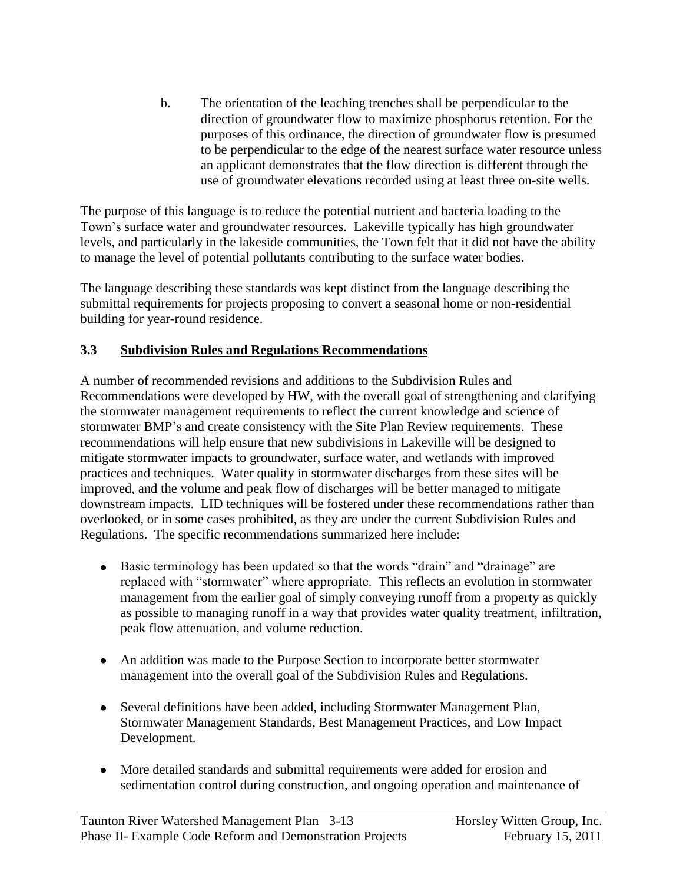b. The orientation of the leaching trenches shall be perpendicular to the direction of groundwater flow to maximize phosphorus retention. For the purposes of this ordinance, the direction of groundwater flow is presumed to be perpendicular to the edge of the nearest surface water resource unless an applicant demonstrates that the flow direction is different through the use of groundwater elevations recorded using at least three on-site wells.

The purpose of this language is to reduce the potential nutrient and bacteria loading to the Town's surface water and groundwater resources. Lakeville typically has high groundwater levels, and particularly in the lakeside communities, the Town felt that it did not have the ability to manage the level of potential pollutants contributing to the surface water bodies.

The language describing these standards was kept distinct from the language describing the submittal requirements for projects proposing to convert a seasonal home or non-residential building for year-round residence.

### 3.3 Subdivision Rules and Regulations Recommendations

A number of recommended revisions and additions to the Subdivision Rules and Recommendations were developed by HW, with the overall goal of strengthening and clarifying the stormwater management requirements to reflect the current knowledge and science of stormwater BMP's and create consistency with the Site Plan Review requirements. These recommendations will help ensure that new subdivisions in Lakeville will be designed to mitigate stormwater impacts to groundwater, surface water, and wetlands with improved practices and techniques. Water quality in stormwater discharges from these sites will be improved, and the volume and peak flow of discharges will be better managed to mitigate downstream impacts. LID techniques will be fostered under these recommendations rather than overlooked, or in some cases prohibited, as they are under the current Subdivision Rules and Regulations. The specific recommendations summarized here include:

- Basic terminology has been updated so that the words "drain" and "drainage" are replaced with "stormwater" where appropriate. This reflects an evolution in stormwater management from the earlier goal of simply conveying runoff from a property as quickly as possible to managing runoff in a way that provides water quality treatment, infiltration, peak flow attenuation, and volume reduction.

- An addition was made to the Purpose Section to incorporate better stormwater management into the overall goal of the Subdivision Rules and Regulations.

- Several definitions have been added, including Stormwater Management Plan, Stormwater Management Standards, Best Management Practices, and Low Impact Development.

- More detailed standards and submittal requirements were added for erosion and sedimentation control during construction, and ongoing operation and maintenance of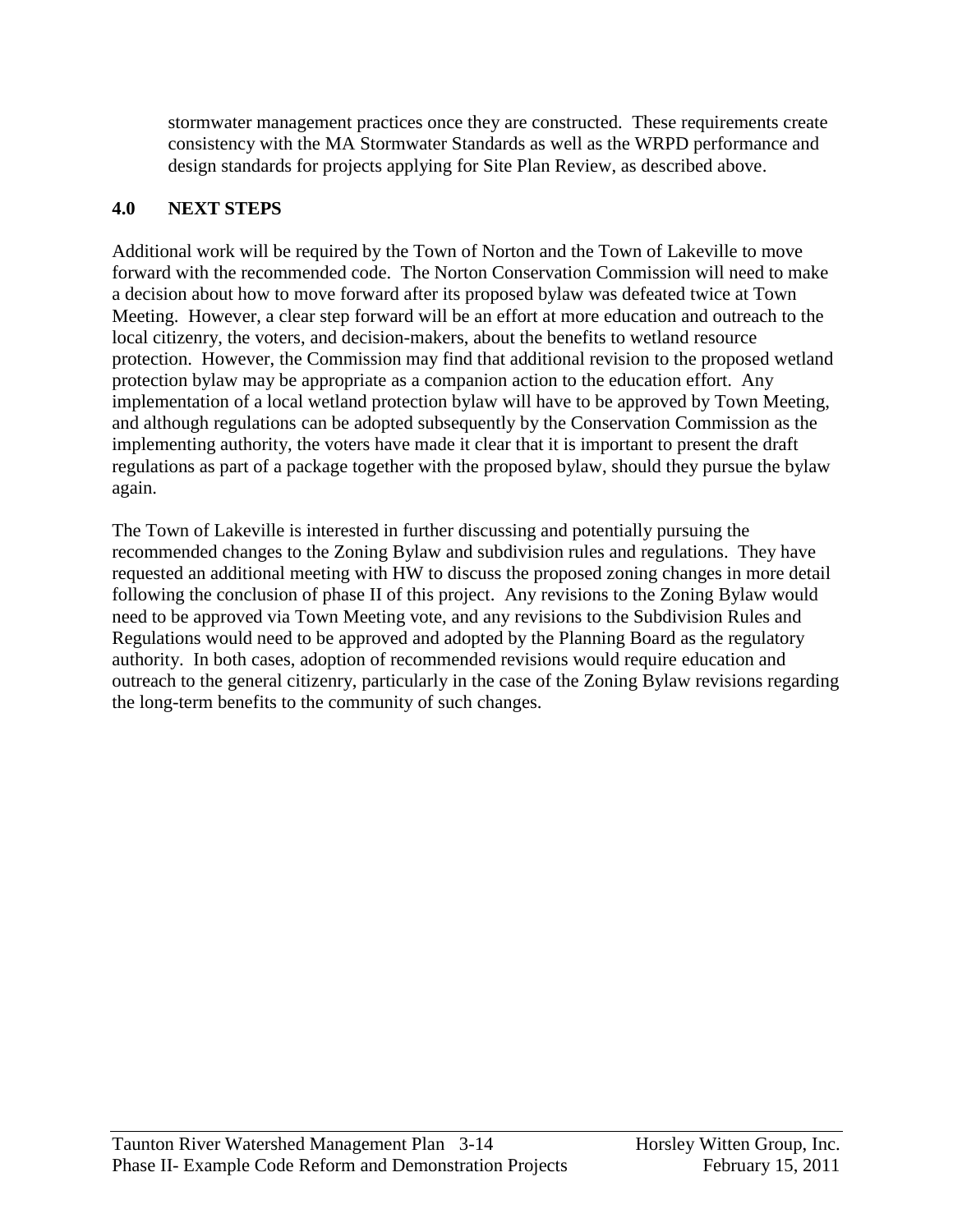stormwater management practices once they are constructed. These requirements create consistency with the MA Stormwater Standards as well as the WRPD performance and design standards for projects applying for Site Plan Review, as described above.

## 4.0 NEXT STEPS

Additional work will be required by the Town of Norton and the Town of Lakeville to move forward with the recommended code. The Norton Conservation Commission will need to make a decision about how to move forward after its proposed bylaw was defeated twice at Town Meeting. However, a clear step forward will be an effort at more education and outreach to the local citizenry, the voters, and decision-makers, about the benefits to wetland resource protection. However, the Commission may find that additional revision to the proposed wetland protection bylaw may be appropriate as a companion action to the education effort. Any implementation of a local wetland protection bylaw will have to be approved by Town Meeting, and although regulations can be adopted subsequently by the Conservation Commission as the implementing authority, the voters have made it clear that it is important to present the draft regulations as part of a package together with the proposed bylaw, should they pursue the bylaw again.

The Town of Lakeville is interested in further discussing and potentially pursuing the recommended changes to the Zoning Bylaw and subdivision rules and regulations. They have requested an additional meeting with HW to discuss the proposed zoning changes in more detail following the conclusion of phase II of this project. Any revisions to the Zoning Bylaw would need to be approved via Town Meeting vote, and any revisions to the Subdivision Rules and Regulations would need to be approved and adopted by the Planning Board as the regulatory authority. In both cases, adoption of recommended revisions would require education and outreach to the general citizenry, particularly in the case of the Zoning Bylaw revisions regarding the long-term benefits to the community of such changes.